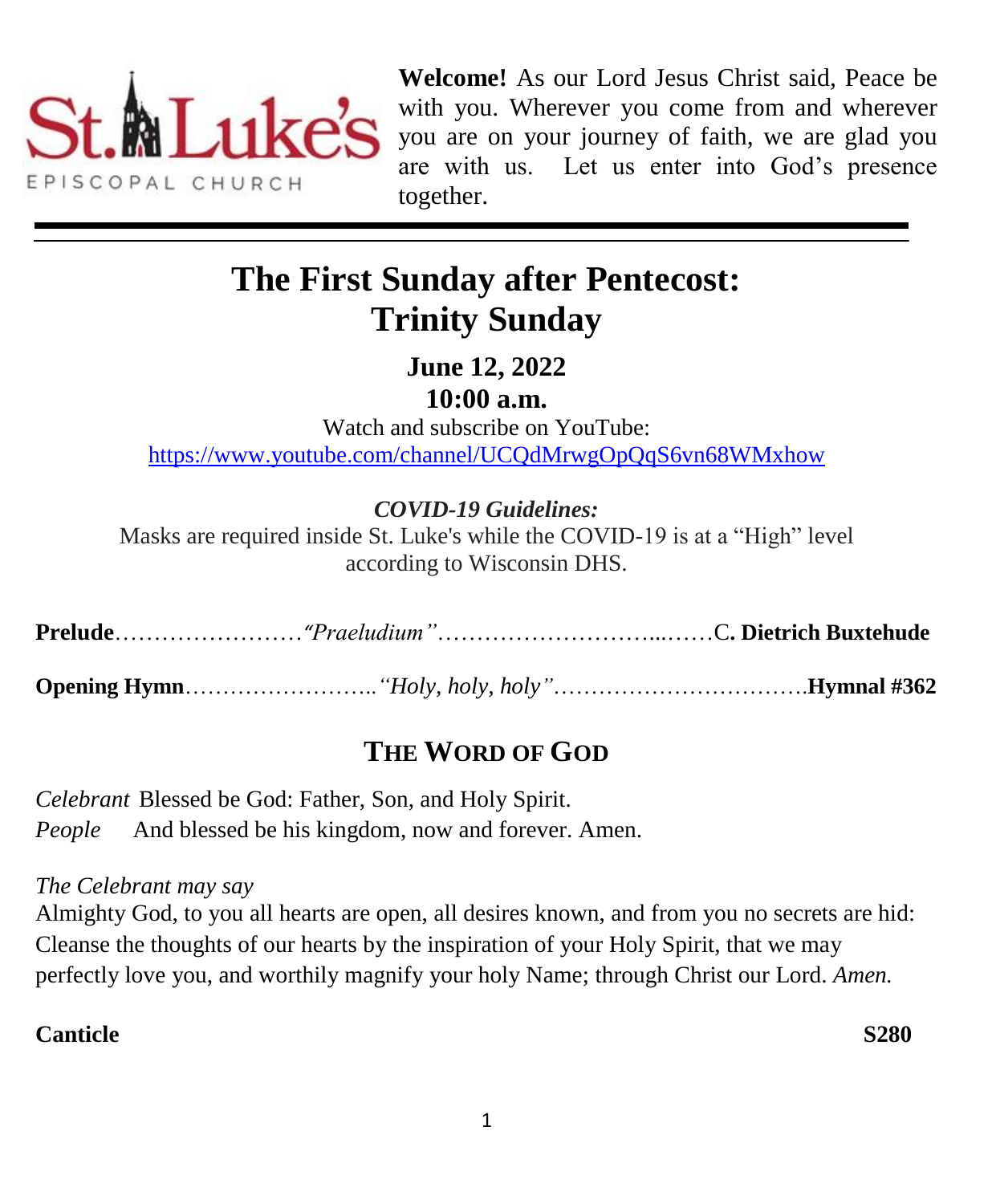St. Luke's EPISCOPAL CHURCH

**Welcome!** As our Lord Jesus Christ said, Peace be with you. Wherever you come from and wherever you are on your journey of faith, we are glad you are with us. Let us enter into God's presence together.

---

# The First Sunday after Pentecost: Trinity Sunday

**June 12, 2022**

**10:00 a.m.**

Watch and subscribe on YouTube:
https://www.youtube.com/channel/UCQdMrwgOpQqS6vn68WMxhow

***COVID-19 Guidelines:***

Masks are required inside St. Luke's while the COVID-19 is at a "High" level according to Wisconsin DHS.

**Prelude**……………………*"Praeludium"*…………………………...……C**. Dietrich Buxtehude**

**Opening Hymn**……………………..*"Holy, holy, holy"*…………………………….**Hymnal #362**

## THE WORD OF GOD

*Celebrant* Blessed be God: Father, Son, and Holy Spirit.
*People* And blessed be his kingdom, now and forever. Amen.

*The Celebrant may say*
Almighty God, to you all hearts are open, all desires known, and from you no secrets are hid: Cleanse the thoughts of our hearts by the inspiration of your Holy Spirit, that we may perfectly love you, and worthily magnify your holy Name; through Christ our Lord. *Amen.*

**Canticle** **S280**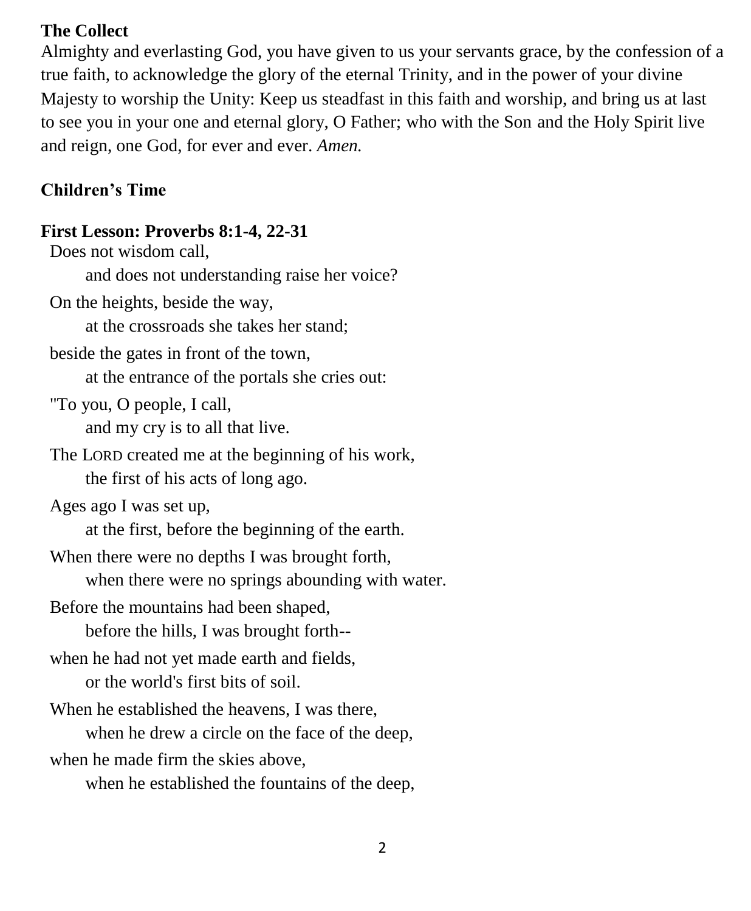**The Collect**

Almighty and everlasting God, you have given to us your servants grace, by the confession of a true faith, to acknowledge the glory of the eternal Trinity, and in the power of your divine Majesty to worship the Unity: Keep us steadfast in this faith and worship, and bring us at last to see you in your one and eternal glory, O Father; who with the Son and the Holy Spirit live and reign, one God, for ever and ever. *Amen.*

**Children's Time**

**First Lesson: Proverbs 8:1-4, 22-31**

Does not wisdom call,  
    and does not understanding raise her voice?  
On the heights, beside the way,  
    at the crossroads she takes her stand;  
beside the gates in front of the town,  
    at the entrance of the portals she cries out:  
"To you, O people, I call,  
    and my cry is to all that live.  
The LORD created me at the beginning of his work,  
    the first of his acts of long ago.  
Ages ago I was set up,  
    at the first, before the beginning of the earth.  
When there were no depths I was brought forth,  
    when there were no springs abounding with water.  
Before the mountains had been shaped,  
    before the hills, I was brought forth--  
when he had not yet made earth and fields,  
    or the world's first bits of soil.  
When he established the heavens, I was there,  
    when he drew a circle on the face of the deep,  
when he made firm the skies above,  
    when he established the fountains of the deep,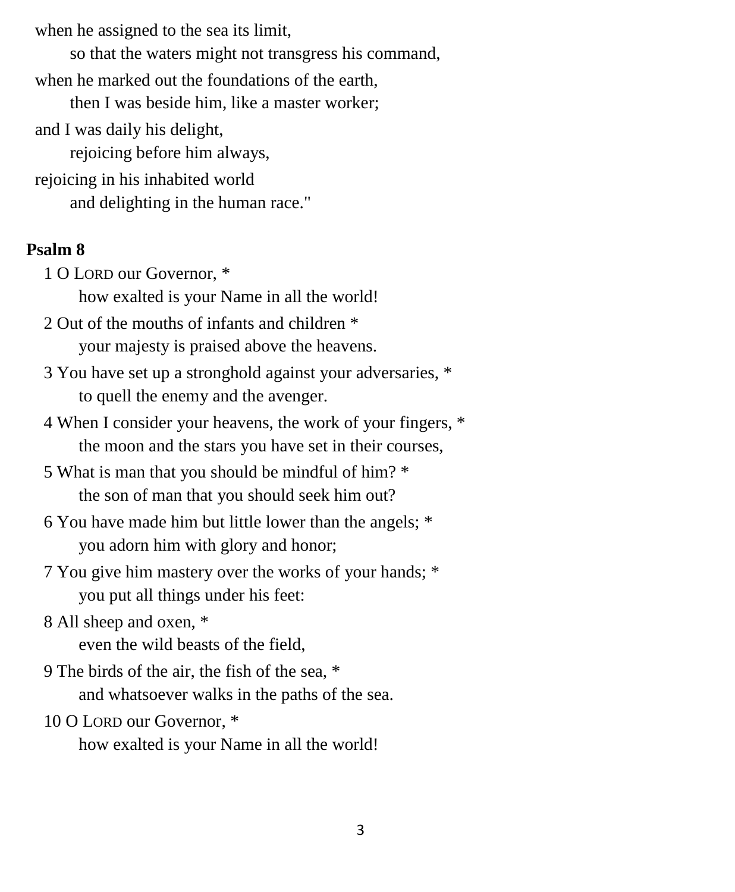when he assigned to the sea its limit,
so that the waters might not transgress his command,
when he marked out the foundations of the earth,
then I was beside him, like a master worker;
and I was daily his delight,
rejoicing before him always,
rejoicing in his inhabited world
and delighting in the human race."

**Psalm 8**

1 O LORD our Governor, *
how exalted is your Name in all the world!

2 Out of the mouths of infants and children *
your majesty is praised above the heavens.

3 You have set up a stronghold against your adversaries, *
to quell the enemy and the avenger.

4 When I consider your heavens, the work of your fingers, *
the moon and the stars you have set in their courses,

5 What is man that you should be mindful of him? *
the son of man that you should seek him out?

6 You have made him but little lower than the angels; *
you adorn him with glory and honor;

7 You give him mastery over the works of your hands; *
you put all things under his feet:

8 All sheep and oxen, *
even the wild beasts of the field,

9 The birds of the air, the fish of the sea, *
and whatsoever walks in the paths of the sea.

10 O LORD our Governor, *
how exalted is your Name in all the world!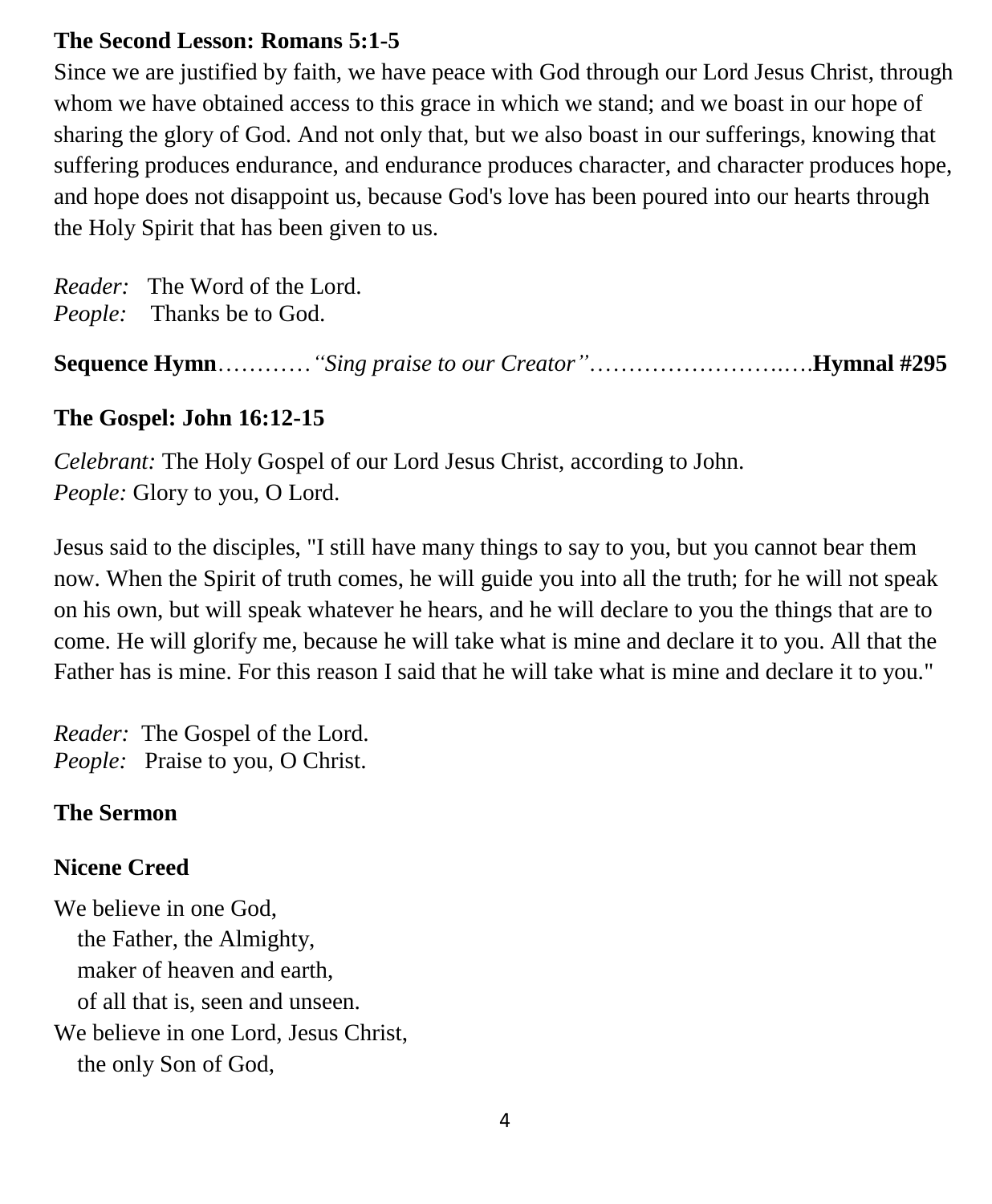**The Second Lesson: Romans 5:1-5**

Since we are justified by faith, we have peace with God through our Lord Jesus Christ, through whom we have obtained access to this grace in which we stand; and we boast in our hope of sharing the glory of God. And not only that, but we also boast in our sufferings, knowing that suffering produces endurance, and endurance produces character, and character produces hope, and hope does not disappoint us, because God's love has been poured into our hearts through the Holy Spirit that has been given to us.

*Reader:* The Word of the Lord.
*People:* Thanks be to God.

**Sequence Hymn**…………*"Sing praise to our Creator"*……………………..….**Hymnal #295**

**The Gospel: John 16:12-15**

*Celebrant:* The Holy Gospel of our Lord Jesus Christ, according to John.
*People:* Glory to you, O Lord.

Jesus said to the disciples, "I still have many things to say to you, but you cannot bear them now. When the Spirit of truth comes, he will guide you into all the truth; for he will not speak on his own, but will speak whatever he hears, and he will declare to you the things that are to come. He will glorify me, because he will take what is mine and declare it to you. All that the Father has is mine. For this reason I said that he will take what is mine and declare it to you."

*Reader:* The Gospel of the Lord.
*People:* Praise to you, O Christ.

**The Sermon**

**Nicene Creed**

We believe in one God,
 the Father, the Almighty,
 maker of heaven and earth,
 of all that is, seen and unseen.
We believe in one Lord, Jesus Christ,
 the only Son of God,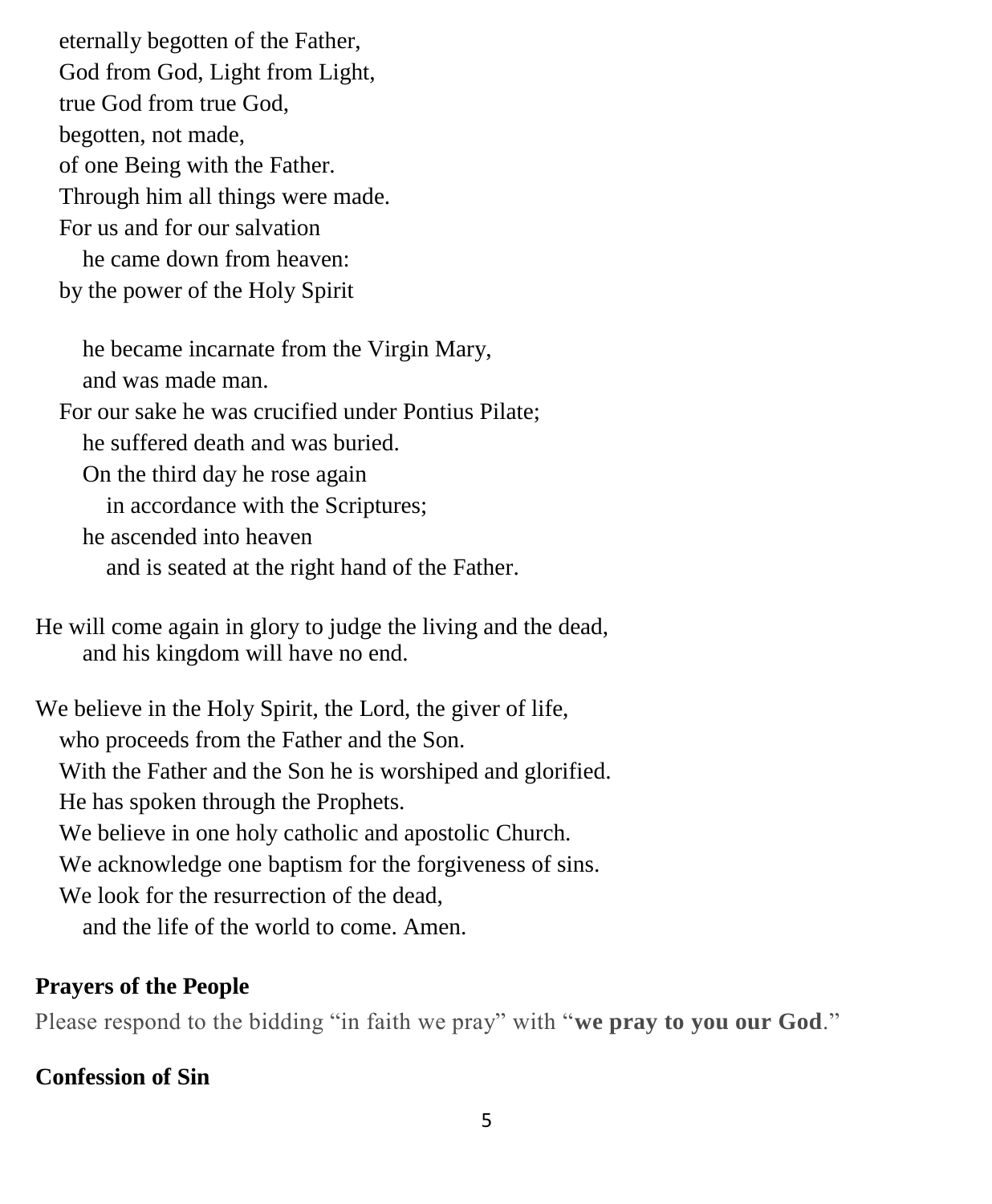eternally begotten of the Father,
God from God, Light from Light,
true God from true God,
begotten, not made,
of one Being with the Father.
Through him all things were made.
For us and for our salvation
he came down from heaven:
by the power of the Holy Spirit

he became incarnate from the Virgin Mary,
and was made man.
For our sake he was crucified under Pontius Pilate;
he suffered death and was buried.
On the third day he rose again
in accordance with the Scriptures;
he ascended into heaven
and is seated at the right hand of the Father.

He will come again in glory to judge the living and the dead,
and his kingdom will have no end.

We believe in the Holy Spirit, the Lord, the giver of life,
who proceeds from the Father and the Son.
With the Father and the Son he is worshiped and glorified.
He has spoken through the Prophets.
We believe in one holy catholic and apostolic Church.
We acknowledge one baptism for the forgiveness of sins.
We look for the resurrection of the dead,
and the life of the world to come. Amen.

**Prayers of the People**

Please respond to the bidding "in faith we pray" with "**we pray to you our God**."

**Confession of Sin**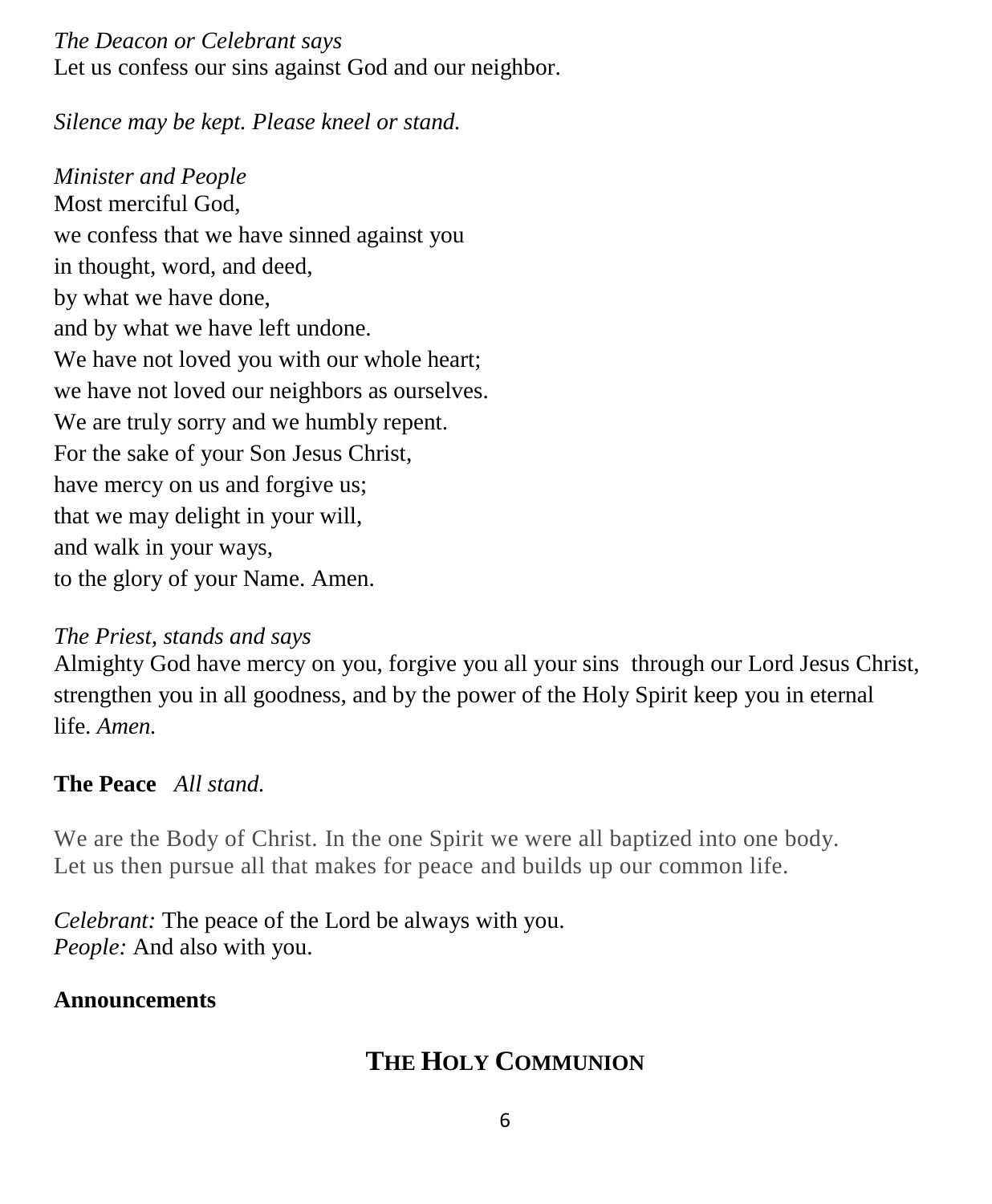*The Deacon or Celebrant says*
Let us confess our sins against God and our neighbor.

*Silence may be kept. Please kneel or stand.*

*Minister and People*
Most merciful God,
we confess that we have sinned against you
in thought, word, and deed,
by what we have done,
and by what we have left undone.
We have not loved you with our whole heart;
we have not loved our neighbors as ourselves.
We are truly sorry and we humbly repent.
For the sake of your Son Jesus Christ,
have mercy on us and forgive us;
that we may delight in your will,
and walk in your ways,
to the glory of your Name. Amen.

*The Priest, stands and says*
Almighty God have mercy on you, forgive you all your sins through our Lord Jesus Christ, strengthen you in all goodness, and by the power of the Holy Spirit keep you in eternal life. *Amen.*

**The Peace** *All stand.*

We are the Body of Christ. In the one Spirit we were all baptized into one body. Let us then pursue all that makes for peace and builds up our common life.

*Celebrant:* The peace of the Lord be always with you.
*People:* And also with you.

**Announcements**

## THE HOLY COMMUNION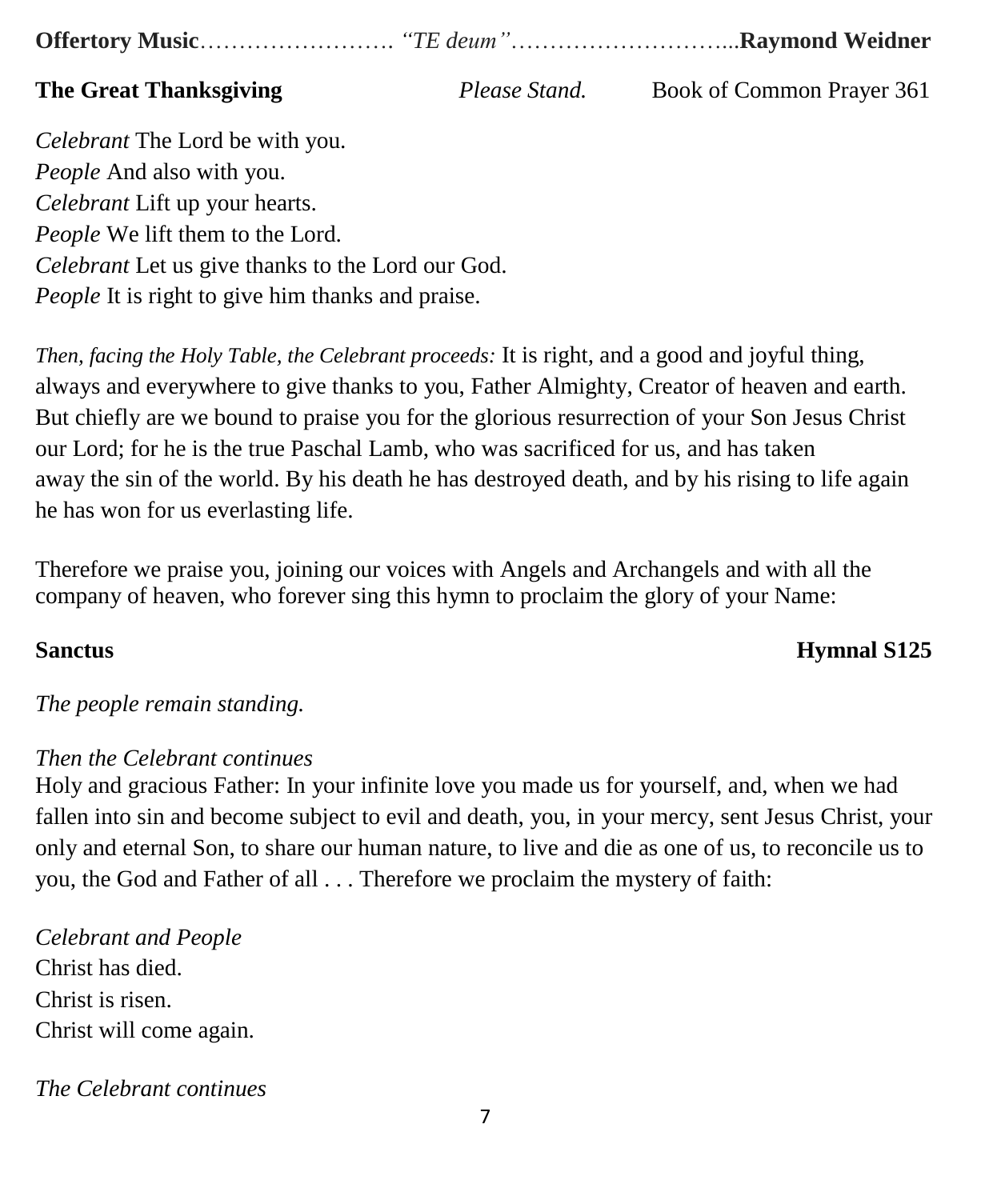**Offertory Music**……………………. *"TE deum"*………………………...**Raymond Weidner**

**The Great Thanksgiving** *Please Stand.* Book of Common Prayer 361

*Celebrant* The Lord be with you.
*People* And also with you.
*Celebrant* Lift up your hearts.
*People* We lift them to the Lord.
*Celebrant* Let us give thanks to the Lord our God.
*People* It is right to give him thanks and praise.

*Then, facing the Holy Table, the Celebrant proceeds:* It is right, and a good and joyful thing, always and everywhere to give thanks to you, Father Almighty, Creator of heaven and earth. But chiefly are we bound to praise you for the glorious resurrection of your Son Jesus Christ our Lord; for he is the true Paschal Lamb, who was sacrificed for us, and has taken away the sin of the world. By his death he has destroyed death, and by his rising to life again he has won for us everlasting life.

Therefore we praise you, joining our voices with Angels and Archangels and with all the company of heaven, who forever sing this hymn to proclaim the glory of your Name:

**Sanctus** **Hymnal S125**

*The people remain standing.*

*Then the Celebrant continues*
Holy and gracious Father: In your infinite love you made us for yourself, and, when we had fallen into sin and become subject to evil and death, you, in your mercy, sent Jesus Christ, your only and eternal Son, to share our human nature, to live and die as one of us, to reconcile us to you, the God and Father of all . . . Therefore we proclaim the mystery of faith:

*Celebrant and People*
Christ has died.
Christ is risen.
Christ will come again.

*The Celebrant continues*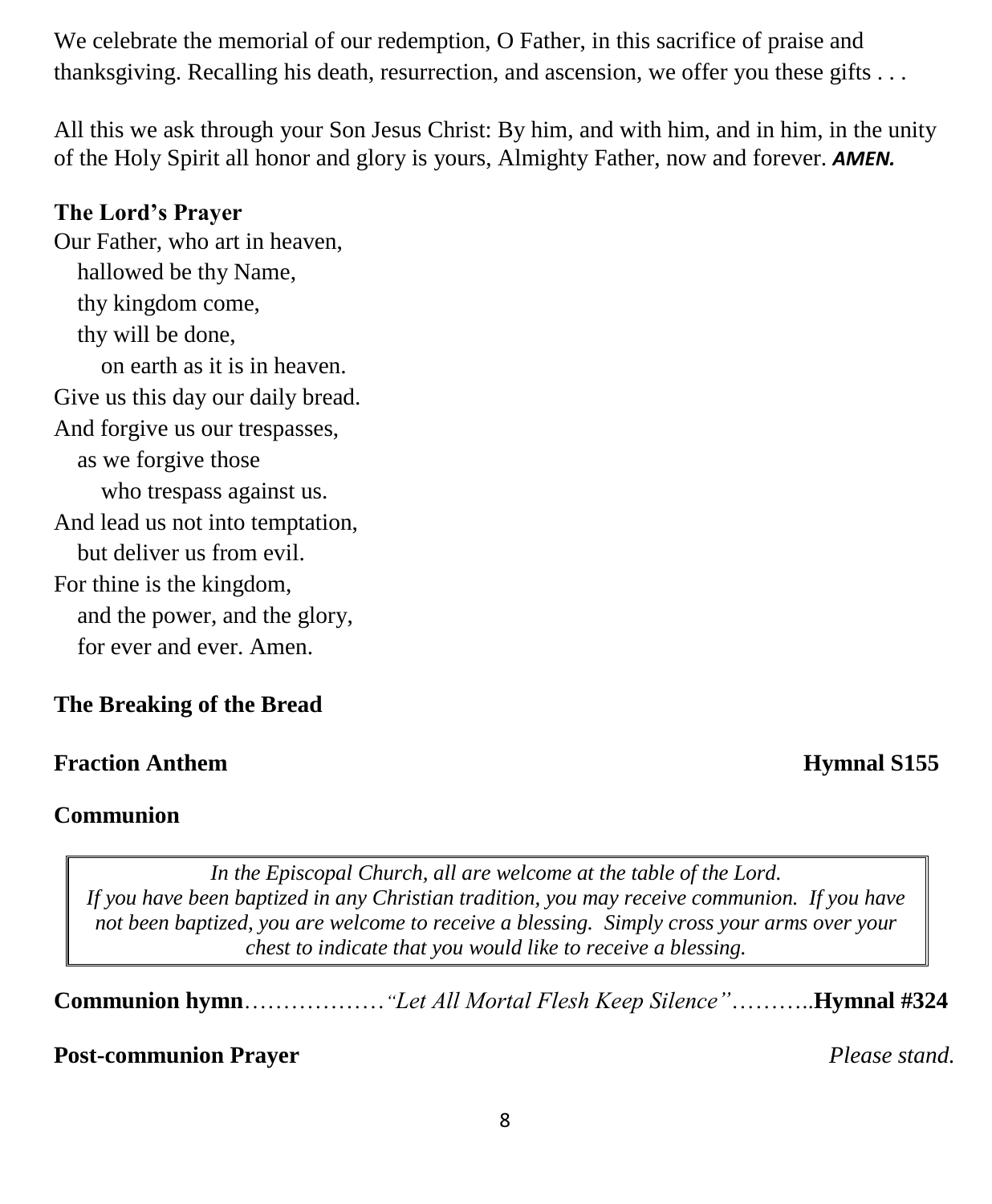We celebrate the memorial of our redemption, O Father, in this sacrifice of praise and thanksgiving. Recalling his death, resurrection, and ascension, we offer you these gifts . . .

All this we ask through your Son Jesus Christ: By him, and with him, and in him, in the unity of the Holy Spirit all honor and glory is yours, Almighty Father, now and forever. ***AMEN.***

**The Lord's Prayer**

Our Father, who art in heaven,
hallowed be thy Name,
thy kingdom come,
thy will be done,
on earth as it is in heaven.
Give us this day our daily bread.
And forgive us our trespasses,
as we forgive those
who trespass against us.
And lead us not into temptation,
but deliver us from evil.
For thine is the kingdom,
and the power, and the glory,
for ever and ever. Amen.

**The Breaking of the Bread**

**Fraction Anthem** **Hymnal S155**

**Communion**

> *In the Episcopal Church, all are welcome at the table of the Lord. If you have been baptized in any Christian tradition, you may receive communion. If you have not been baptized, you are welcome to receive a blessing. Simply cross your arms over your chest to indicate that you would like to receive a blessing.*

**Communion hymn**………………*"Let All Mortal Flesh Keep Silence"*………..**Hymnal #324**

**Post-communion Prayer** *Please stand.*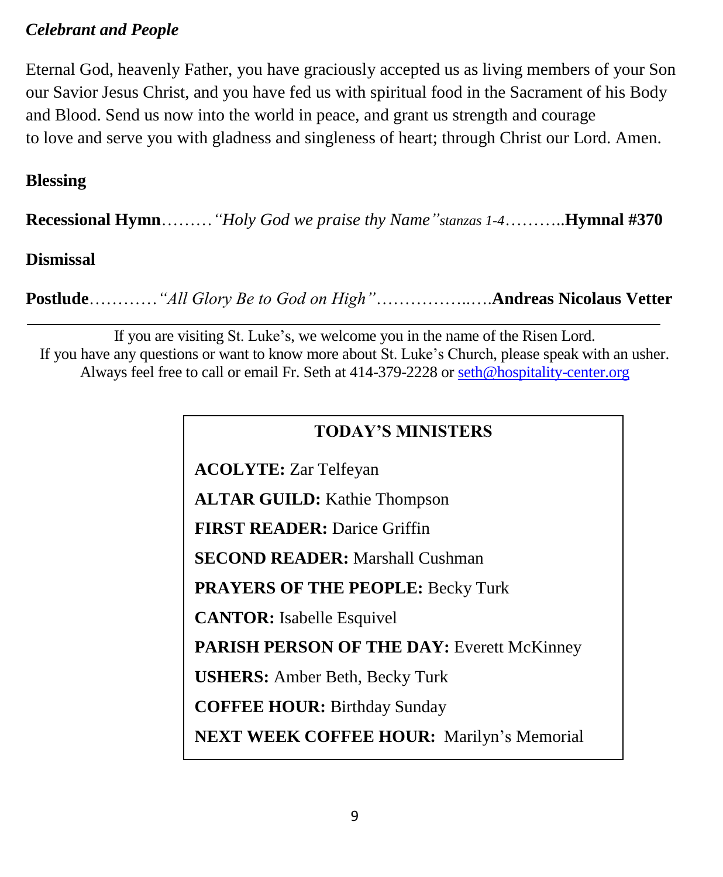***Celebrant and People***

Eternal God, heavenly Father, you have graciously accepted us as living members of your Son our Savior Jesus Christ, and you have fed us with spiritual food in the Sacrament of his Body and Blood. Send us now into the world in peace, and grant us strength and courage to love and serve you with gladness and singleness of heart; through Christ our Lord. Amen.

**Blessing**

**Recessional Hymn**………*"Holy God we praise thy Name"stanzas 1-4*………..**Hymnal #370**

**Dismissal**

**Postlude**…………*"All Glory Be to God on High"*……………..….**Andreas Nicolaus Vetter**

---

If you are visiting St. Luke's, we welcome you in the name of the Risen Lord.
If you have any questions or want to know more about St. Luke's Church, please speak with an usher.
Always feel free to call or email Fr. Seth at 414-379-2228 or seth@hospitality-center.org

**TODAY'S MINISTERS**

**ACOLYTE:** Zar Telfeyan

**ALTAR GUILD:** Kathie Thompson

**FIRST READER:** Darice Griffin

**SECOND READER:** Marshall Cushman

**PRAYERS OF THE PEOPLE:** Becky Turk

**CANTOR:** Isabelle Esquivel

**PARISH PERSON OF THE DAY:** Everett McKinney

**USHERS:** Amber Beth, Becky Turk

**COFFEE HOUR:** Birthday Sunday

**NEXT WEEK COFFEE HOUR:** Marilyn's Memorial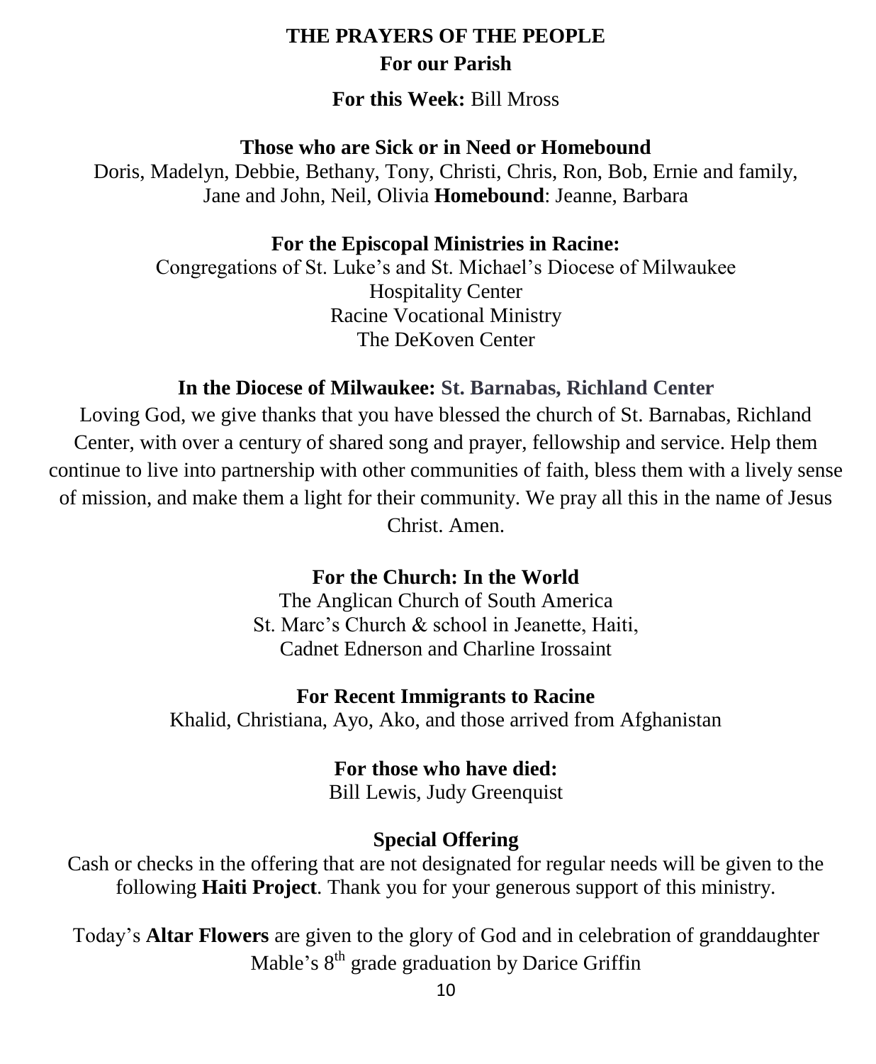# THE PRAYERS OF THE PEOPLE

## For our Parish

**For this Week:** Bill Mross

**Those who are Sick or in Need or Homebound**

Doris, Madelyn, Debbie, Bethany, Tony, Christi, Chris, Ron, Bob, Ernie and family, Jane and John, Neil, Olivia **Homebound**: Jeanne, Barbara

**For the Episcopal Ministries in Racine:**

Congregations of St. Luke's and St. Michael's Diocese of Milwaukee
Hospitality Center
Racine Vocational Ministry
The DeKoven Center

**In the Diocese of Milwaukee: St. Barnabas, Richland Center**

Loving God, we give thanks that you have blessed the church of St. Barnabas, Richland Center, with over a century of shared song and prayer, fellowship and service. Help them continue to live into partnership with other communities of faith, bless them with a lively sense of mission, and make them a light for their community. We pray all this in the name of Jesus Christ. Amen.

**For the Church: In the World**

The Anglican Church of South America
St. Marc's Church & school in Jeanette, Haiti,
Cadnet Ednerson and Charline Irossaint

**For Recent Immigrants to Racine**

Khalid, Christiana, Ayo, Ako, and those arrived from Afghanistan

**For those who have died:**

Bill Lewis, Judy Greenquist

**Special Offering**

Cash or checks in the offering that are not designated for regular needs will be given to the following **Haiti Project**. Thank you for your generous support of this ministry.

Today's **Altar Flowers** are given to the glory of God and in celebration of granddaughter Mable's 8th grade graduation by Darice Griffin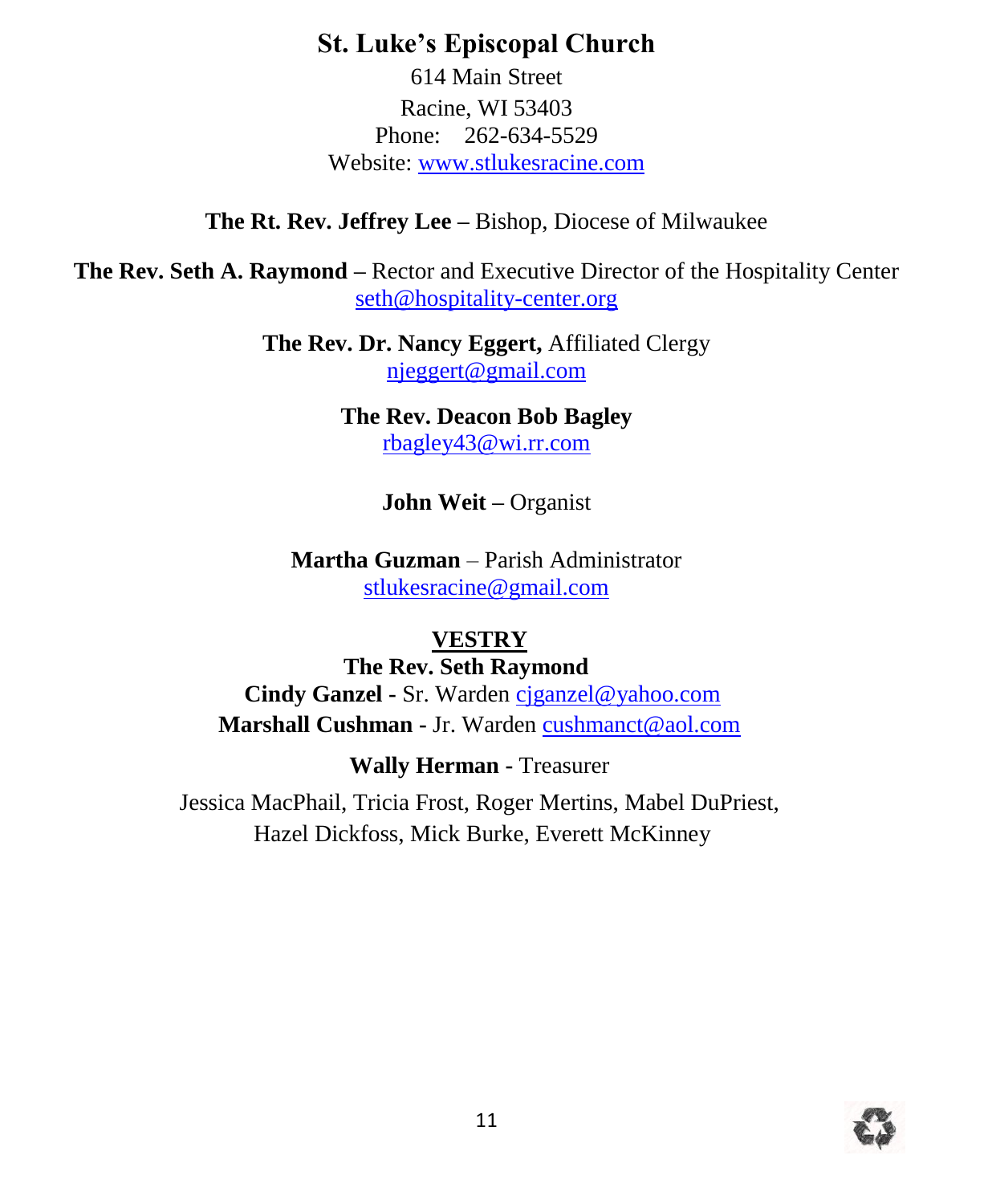# St. Luke's Episcopal Church

614 Main Street
Racine, WI 53403
Phone: 262-634-5529
Website: www.stlukesracine.com

**The Rt. Rev. Jeffrey Lee –** Bishop, Diocese of Milwaukee

**The Rev. Seth A. Raymond –** Rector and Executive Director of the Hospitality Center
seth@hospitality-center.org

**The Rev. Dr. Nancy Eggert,** Affiliated Clergy
njeggert@gmail.com

**The Rev. Deacon Bob Bagley**
rbagley43@wi.rr.com

**John Weit –** Organist

**Martha Guzman** – Parish Administrator
stlukesracine@gmail.com

## VESTRY

**The Rev. Seth Raymond**
**Cindy Ganzel -** Sr. Warden cjganzel@yahoo.com
**Marshall Cushman -** Jr. Warden cushmanct@aol.com

**Wally Herman -** Treasurer

Jessica MacPhail, Tricia Frost, Roger Mertins, Mabel DuPriest,
Hazel Dickfoss, Mick Burke, Everett McKinney